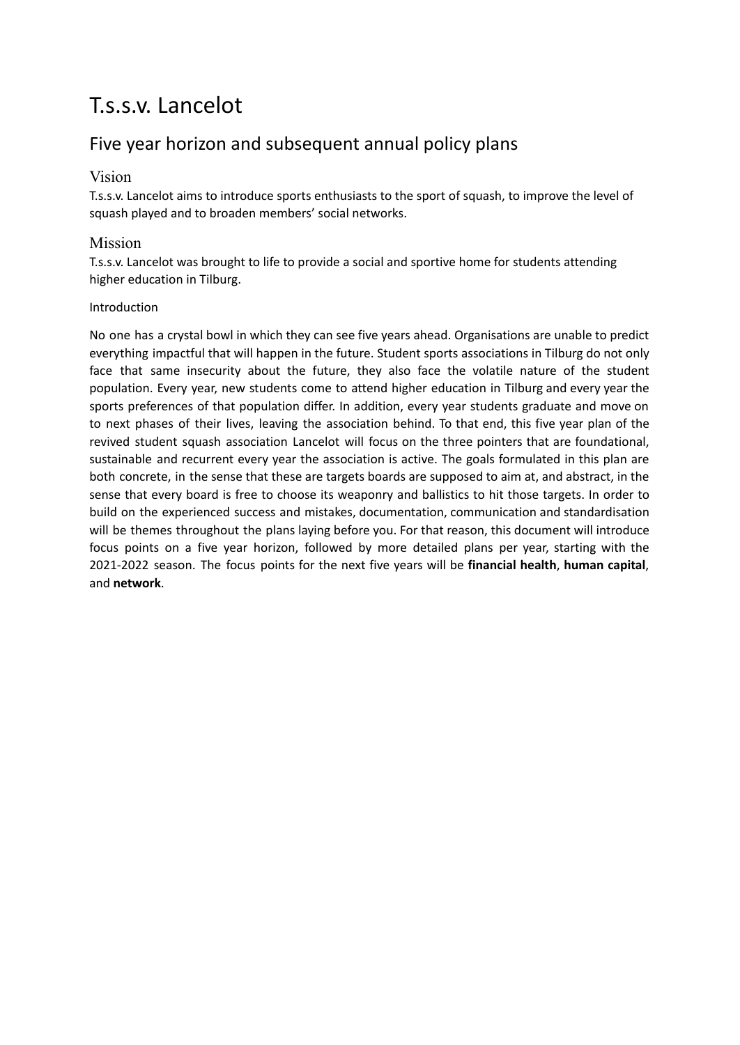# T.s.s.v. Lancelot

## Five year horizon and subsequent annual policy plans

### Vision

T.s.s.v. Lancelot aims to introduce sports enthusiasts to the sport of squash, to improve the level of squash played and to broaden members' social networks.

### Mission

T.s.s.v. Lancelot was brought to life to provide a social and sportive home for students attending higher education in Tilburg.

Introduction

No one has a crystal bowl in which they can see five years ahead. Organisations are unable to predict everything impactful that will happen in the future. Student sports associations in Tilburg do not only face that same insecurity about the future, they also face the volatile nature of the student population. Every year, new students come to attend higher education in Tilburg and every year the sports preferences of that population differ. In addition, every year students graduate and move on to next phases of their lives, leaving the association behind. To that end, this five year plan of the revived student squash association Lancelot will focus on the three pointers that are foundational, sustainable and recurrent every year the association is active. The goals formulated in this plan are both concrete, in the sense that these are targets boards are supposed to aim at, and abstract, in the sense that every board is free to choose its weaponry and ballistics to hit those targets. In order to build on the experienced success and mistakes, documentation, communication and standardisation will be themes throughout the plans laying before you. For that reason, this document will introduce focus points on a five year horizon, followed by more detailed plans per year, starting with the 2021-2022 season. The focus points for the next five years will be **financial health**, **human capital**, and **network**.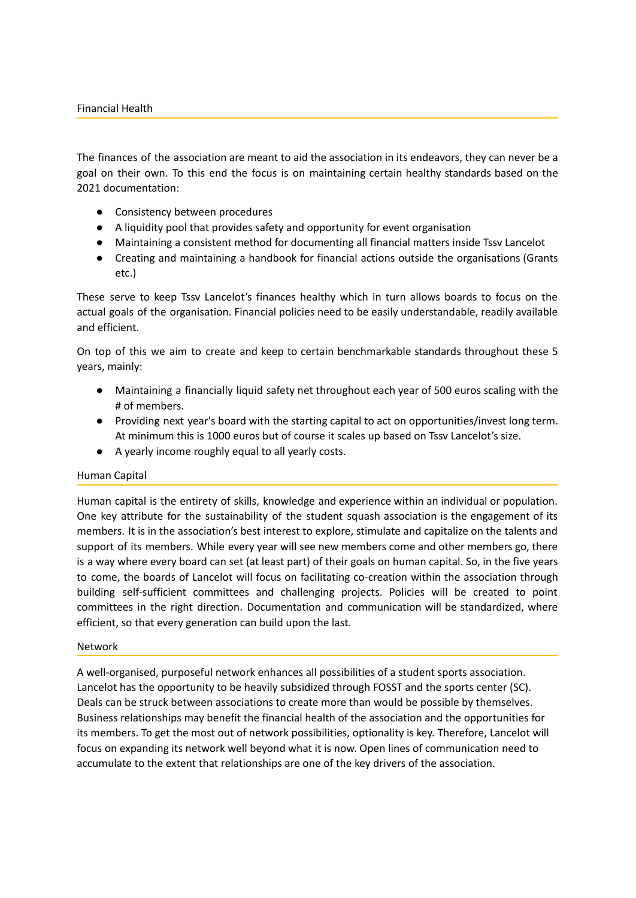## Financial Health

The finances of the association are meant to aid the association in its endeavors, they can never be a goal on their own. To this end the focus is on maintaining certain healthy standards based on the 2021 documentation:

- Consistency between procedures
- A liquidity pool that provides safety and opportunity for event organisation
- Maintaining a consistent method for documenting all financial matters inside Tssv Lancelot
- Creating and maintaining a handbook for financial actions outside the organisations (Grants etc.)

These serve to keep Tssv Lancelot's finances healthy which in turn allows boards to focus on the actual goals of the organisation. Financial policies need to be easily understandable, readily available and efficient.

On top of this we aim to create and keep to certain benchmarkable standards throughout these 5 years, mainly:

- Maintaining a financially liquid safety net throughout each year of 500 euros scaling with the # of members.
- Providing next year's board with the starting capital to act on opportunities/invest long term. At minimum this is 1000 euros but of course it scales up based on Tssv Lancelot's size.
- A yearly income roughly equal to all yearly costs.

## Human Capital

Human capital is the entirety of skills, knowledge and experience within an individual or population. One key attribute for the sustainability of the student squash association is the engagement of its members. It is in the association's best interest to explore, stimulate and capitalize on the talents and support of its members. While every year will see new members come and other members go, there is a way where every board can set (at least part) of their goals on human capital. So, in the five years to come, the boards of Lancelot will focus on facilitating co-creation within the association through building self-sufficient committees and challenging projects. Policies will be created to point committees in the right direction. Documentation and communication will be standardized, where efficient, so that every generation can build upon the last.

## Network

A well-organised, purposeful network enhances all possibilities of a student sports association. Lancelot has the opportunity to be heavily subsidized through FOSST and the sports center (SC). Deals can be struck between associations to create more than would be possible by themselves. Business relationships may benefit the financial health of the association and the opportunities for its members. To get the most out of network possibilities, optionality is key. Therefore, Lancelot will focus on expanding its network well beyond what it is now. Open lines of communication need to accumulate to the extent that relationships are one of the key drivers of the association.